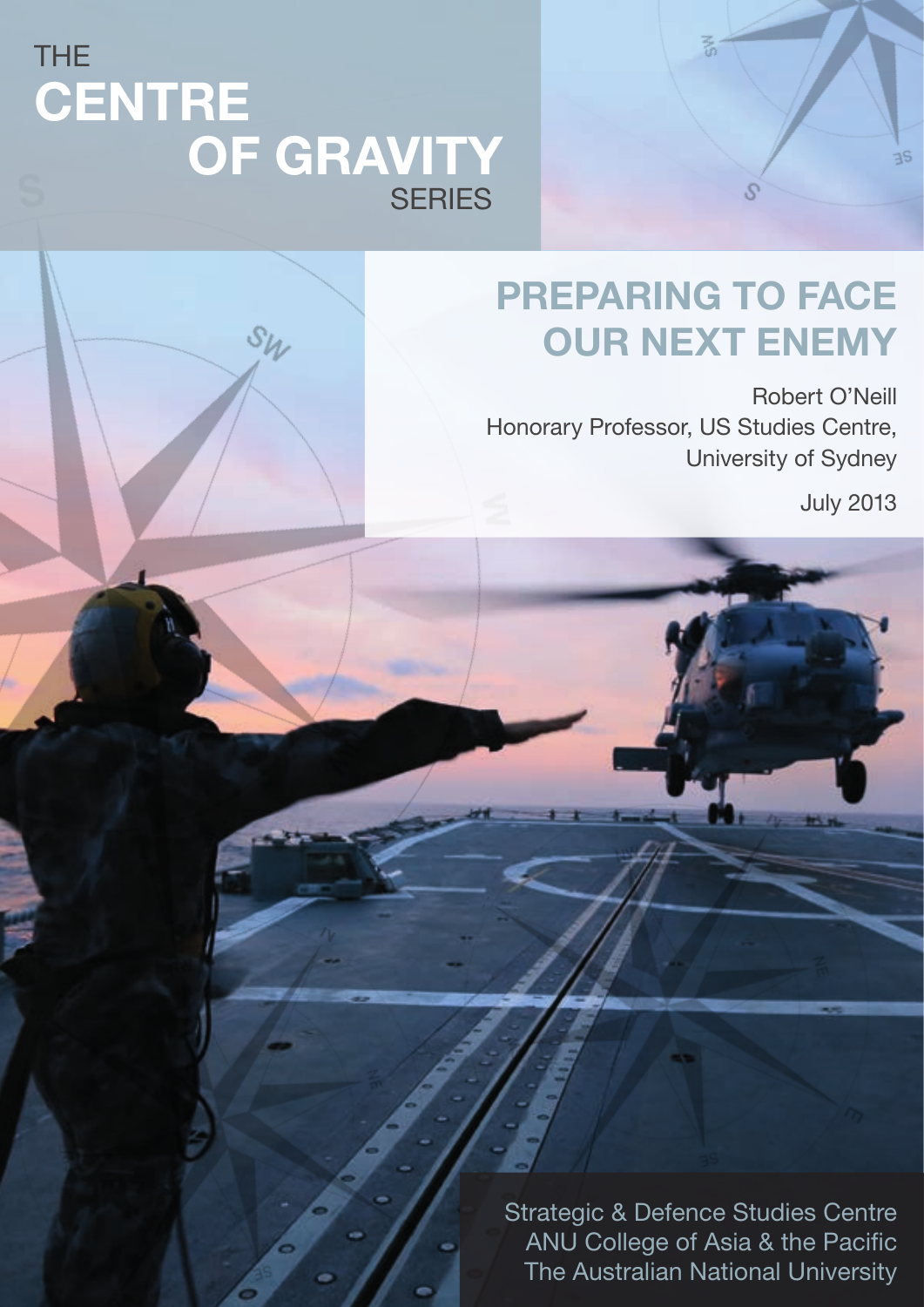THE

# CENTRE OF GRAVITY

SERIES

# PREPARING TO FACE OUR NEXT ENEMY

Robert O'Neill
Honorary Professor, US Studies Centre,
University of Sydney

July 2013

Strategic & Defence Studies Centre
ANU College of Asia & the Pacific
The Australian National University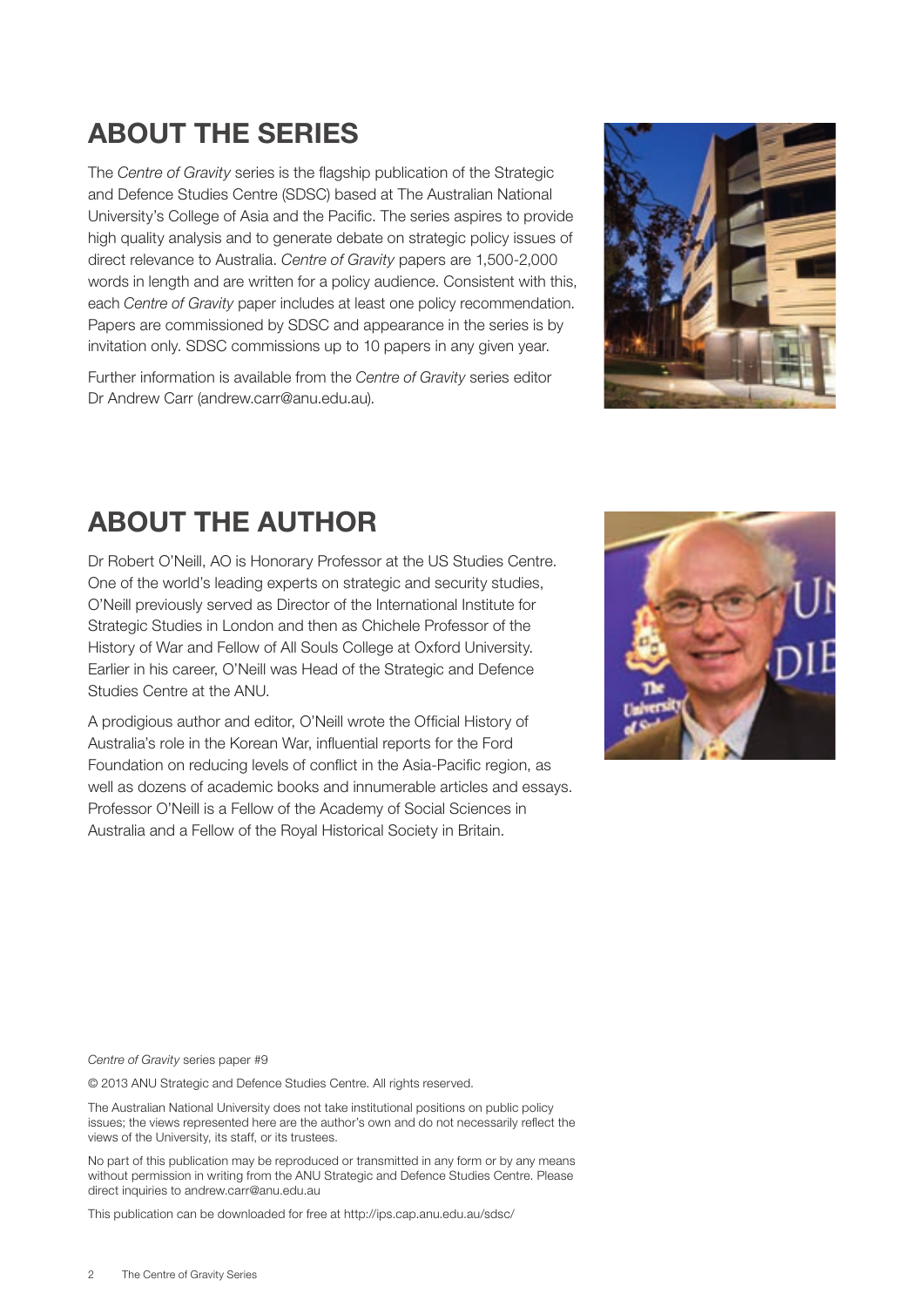## ABOUT THE SERIES

The *Centre of Gravity* series is the flagship publication of the Strategic and Defence Studies Centre (SDSC) based at The Australian National University's College of Asia and the Pacific. The series aspires to provide high quality analysis and to generate debate on strategic policy issues of direct relevance to Australia. *Centre of Gravity* papers are 1,500-2,000 words in length and are written for a policy audience. Consistent with this, each *Centre of Gravity* paper includes at least one policy recommendation. Papers are commissioned by SDSC and appearance in the series is by invitation only. SDSC commissions up to 10 papers in any given year.

Further information is available from the *Centre of Gravity* series editor Dr Andrew Carr (andrew.carr@anu.edu.au).

## ABOUT THE AUTHOR

Dr Robert O'Neill, AO is Honorary Professor at the US Studies Centre. One of the world's leading experts on strategic and security studies, O'Neill previously served as Director of the International Institute for Strategic Studies in London and then as Chichele Professor of the History of War and Fellow of All Souls College at Oxford University. Earlier in his career, O'Neill was Head of the Strategic and Defence Studies Centre at the ANU.

A prodigious author and editor, O'Neill wrote the Official History of Australia's role in the Korean War, influential reports for the Ford Foundation on reducing levels of conflict in the Asia-Pacific region, as well as dozens of academic books and innumerable articles and essays. Professor O'Neill is a Fellow of the Academy of Social Sciences in Australia and a Fellow of the Royal Historical Society in Britain.

*Centre of Gravity* series paper #9

© 2013 ANU Strategic and Defence Studies Centre. All rights reserved.

The Australian National University does not take institutional positions on public policy issues; the views represented here are the author's own and do not necessarily reflect the views of the University, its staff, or its trustees.

No part of this publication may be reproduced or transmitted in any form or by any means without permission in writing from the ANU Strategic and Defence Studies Centre. Please direct inquiries to andrew.carr@anu.edu.au

This publication can be downloaded for free at http://ips.cap.anu.edu.au/sdsc/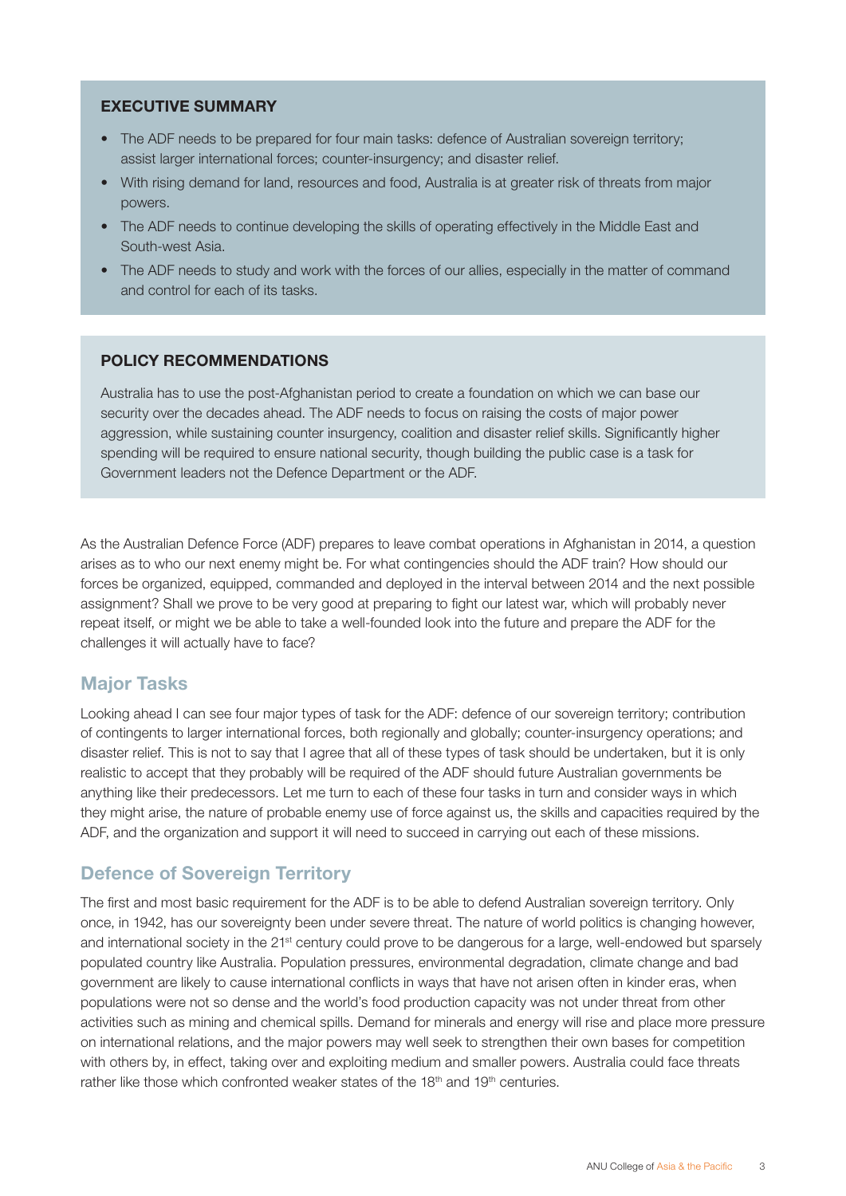## EXECUTIVE SUMMARY

- The ADF needs to be prepared for four main tasks: defence of Australian sovereign territory; assist larger international forces; counter-insurgency; and disaster relief.
- With rising demand for land, resources and food, Australia is at greater risk of threats from major powers.
- The ADF needs to continue developing the skills of operating effectively in the Middle East and South-west Asia.
- The ADF needs to study and work with the forces of our allies, especially in the matter of command and control for each of its tasks.

## POLICY RECOMMENDATIONS

Australia has to use the post-Afghanistan period to create a foundation on which we can base our security over the decades ahead. The ADF needs to focus on raising the costs of major power aggression, while sustaining counter insurgency, coalition and disaster relief skills. Significantly higher spending will be required to ensure national security, though building the public case is a task for Government leaders not the Defence Department or the ADF.

As the Australian Defence Force (ADF) prepares to leave combat operations in Afghanistan in 2014, a question arises as to who our next enemy might be. For what contingencies should the ADF train? How should our forces be organized, equipped, commanded and deployed in the interval between 2014 and the next possible assignment? Shall we prove to be very good at preparing to fight our latest war, which will probably never repeat itself, or might we be able to take a well-founded look into the future and prepare the ADF for the challenges it will actually have to face?

## Major Tasks

Looking ahead I can see four major types of task for the ADF: defence of our sovereign territory; contribution of contingents to larger international forces, both regionally and globally; counter-insurgency operations; and disaster relief. This is not to say that I agree that all of these types of task should be undertaken, but it is only realistic to accept that they probably will be required of the ADF should future Australian governments be anything like their predecessors. Let me turn to each of these four tasks in turn and consider ways in which they might arise, the nature of probable enemy use of force against us, the skills and capacities required by the ADF, and the organization and support it will need to succeed in carrying out each of these missions.

## Defence of Sovereign Territory

The first and most basic requirement for the ADF is to be able to defend Australian sovereign territory. Only once, in 1942, has our sovereignty been under severe threat. The nature of world politics is changing however, and international society in the 21st century could prove to be dangerous for a large, well-endowed but sparsely populated country like Australia. Population pressures, environmental degradation, climate change and bad government are likely to cause international conflicts in ways that have not arisen often in kinder eras, when populations were not so dense and the world's food production capacity was not under threat from other activities such as mining and chemical spills. Demand for minerals and energy will rise and place more pressure on international relations, and the major powers may well seek to strengthen their own bases for competition with others by, in effect, taking over and exploiting medium and smaller powers. Australia could face threats rather like those which confronted weaker states of the 18th and 19th centuries.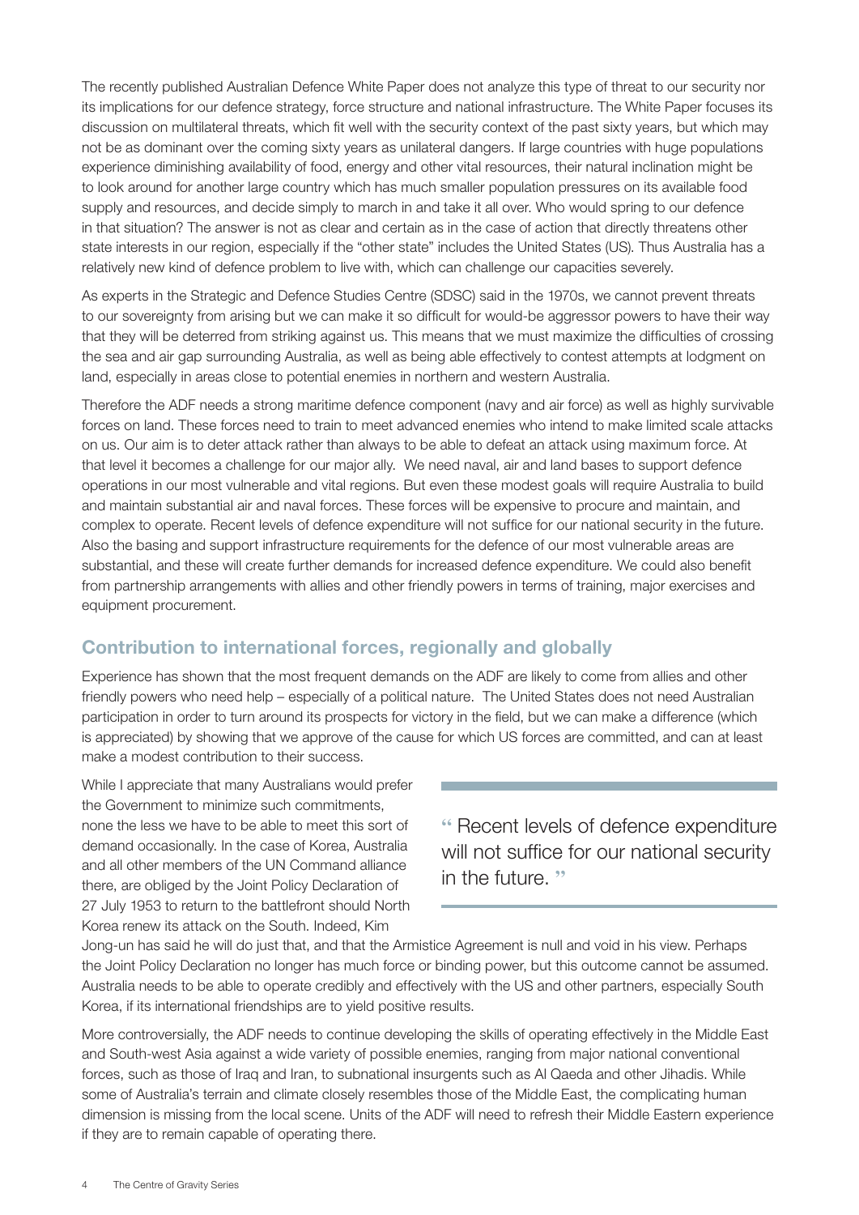The recently published Australian Defence White Paper does not analyze this type of threat to our security nor its implications for our defence strategy, force structure and national infrastructure. The White Paper focuses its discussion on multilateral threats, which fit well with the security context of the past sixty years, but which may not be as dominant over the coming sixty years as unilateral dangers. If large countries with huge populations experience diminishing availability of food, energy and other vital resources, their natural inclination might be to look around for another large country which has much smaller population pressures on its available food supply and resources, and decide simply to march in and take it all over. Who would spring to our defence in that situation? The answer is not as clear and certain as in the case of action that directly threatens other state interests in our region, especially if the "other state" includes the United States (US). Thus Australia has a relatively new kind of defence problem to live with, which can challenge our capacities severely.

As experts in the Strategic and Defence Studies Centre (SDSC) said in the 1970s, we cannot prevent threats to our sovereignty from arising but we can make it so difficult for would-be aggressor powers to have their way that they will be deterred from striking against us. This means that we must maximize the difficulties of crossing the sea and air gap surrounding Australia, as well as being able effectively to contest attempts at lodgment on land, especially in areas close to potential enemies in northern and western Australia.

Therefore the ADF needs a strong maritime defence component (navy and air force) as well as highly survivable forces on land. These forces need to train to meet advanced enemies who intend to make limited scale attacks on us. Our aim is to deter attack rather than always to be able to defeat an attack using maximum force. At that level it becomes a challenge for our major ally. We need naval, air and land bases to support defence operations in our most vulnerable and vital regions. But even these modest goals will require Australia to build and maintain substantial air and naval forces. These forces will be expensive to procure and maintain, and complex to operate. Recent levels of defence expenditure will not suffice for our national security in the future. Also the basing and support infrastructure requirements for the defence of our most vulnerable areas are substantial, and these will create further demands for increased defence expenditure. We could also benefit from partnership arrangements with allies and other friendly powers in terms of training, major exercises and equipment procurement.

## Contribution to international forces, regionally and globally

Experience has shown that the most frequent demands on the ADF are likely to come from allies and other friendly powers who need help – especially of a political nature. The United States does not need Australian participation in order to turn around its prospects for victory in the field, but we can make a difference (which is appreciated) by showing that we approve of the cause for which US forces are committed, and can at least make a modest contribution to their success.

While I appreciate that many Australians would prefer the Government to minimize such commitments, none the less we have to be able to meet this sort of demand occasionally. In the case of Korea, Australia and all other members of the UN Command alliance there, are obliged by the Joint Policy Declaration of 27 July 1953 to return to the battlefront should North Korea renew its attack on the South. Indeed, Kim Jong-un has said he will do just that, and that the Armistice Agreement is null and void in his view. Perhaps the Joint Policy Declaration no longer has much force or binding power, but this outcome cannot be assumed. Australia needs to be able to operate credibly and effectively with the US and other partners, especially South Korea, if its international friendships are to yield positive results.

> " Recent levels of defence expenditure will not suffice for our national security in the future. "

More controversially, the ADF needs to continue developing the skills of operating effectively in the Middle East and South-west Asia against a wide variety of possible enemies, ranging from major national conventional forces, such as those of Iraq and Iran, to subnational insurgents such as Al Qaeda and other Jihadis. While some of Australia's terrain and climate closely resembles those of the Middle East, the complicating human dimension is missing from the local scene. Units of the ADF will need to refresh their Middle Eastern experience if they are to remain capable of operating there.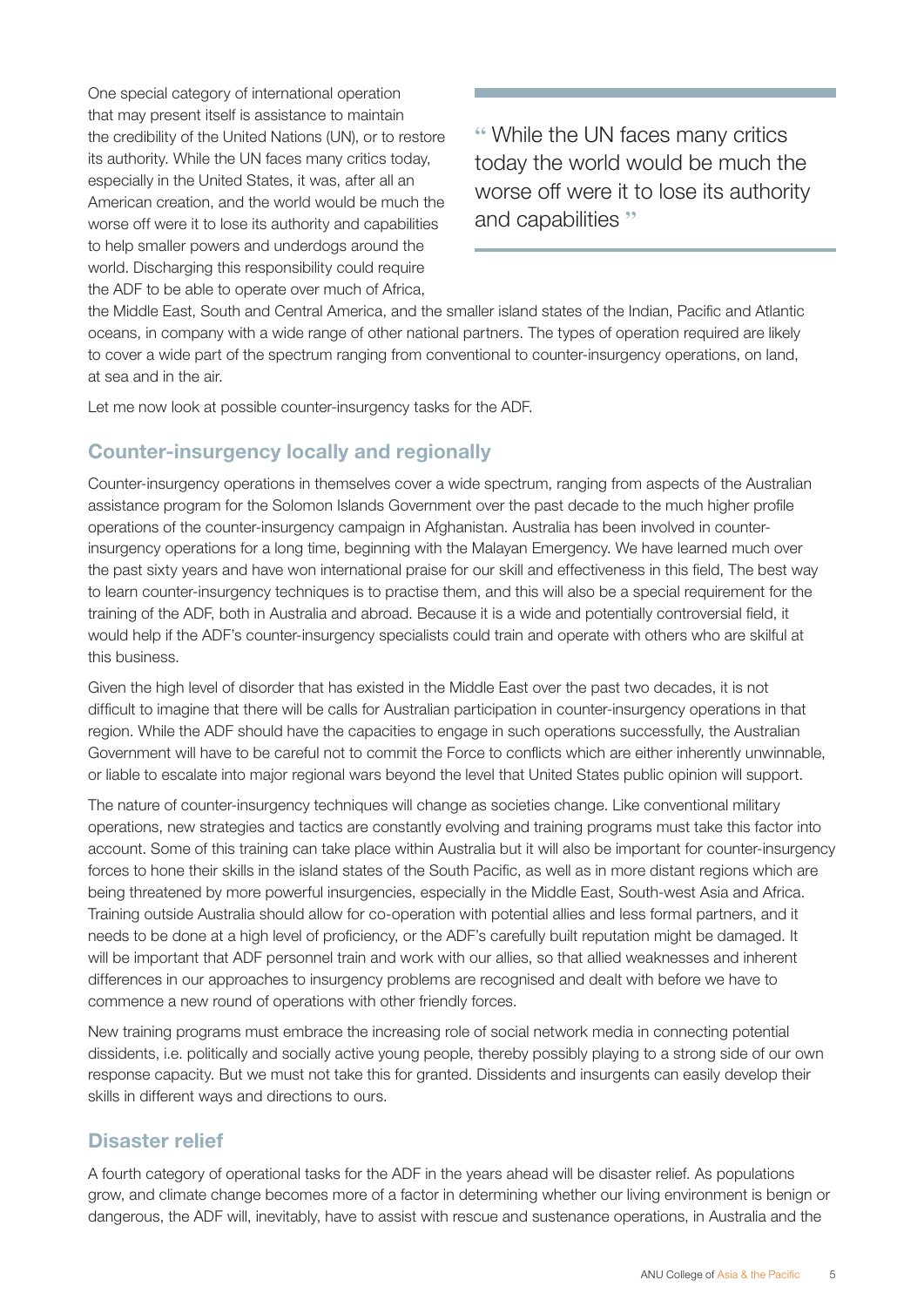One special category of international operation that may present itself is assistance to maintain the credibility of the United Nations (UN), or to restore its authority. While the UN faces many critics today, especially in the United States, it was, after all an American creation, and the world would be much the worse off were it to lose its authority and capabilities to help smaller powers and underdogs around the world. Discharging this responsibility could require the ADF to be able to operate over much of Africa, the Middle East, South and Central America, and the smaller island states of the Indian, Pacific and Atlantic oceans, in company with a wide range of other national partners. The types of operation required are likely to cover a wide part of the spectrum ranging from conventional to counter-insurgency operations, on land, at sea and in the air.

> " While the UN faces many critics today the world would be much the worse off were it to lose its authority and capabilities "

Let me now look at possible counter-insurgency tasks for the ADF.

## Counter-insurgency locally and regionally

Counter-insurgency operations in themselves cover a wide spectrum, ranging from aspects of the Australian assistance program for the Solomon Islands Government over the past decade to the much higher profile operations of the counter-insurgency campaign in Afghanistan. Australia has been involved in counter-insurgency operations for a long time, beginning with the Malayan Emergency. We have learned much over the past sixty years and have won international praise for our skill and effectiveness in this field, The best way to learn counter-insurgency techniques is to practise them, and this will also be a special requirement for the training of the ADF, both in Australia and abroad. Because it is a wide and potentially controversial field, it would help if the ADF's counter-insurgency specialists could train and operate with others who are skilful at this business.

Given the high level of disorder that has existed in the Middle East over the past two decades, it is not difficult to imagine that there will be calls for Australian participation in counter-insurgency operations in that region. While the ADF should have the capacities to engage in such operations successfully, the Australian Government will have to be careful not to commit the Force to conflicts which are either inherently unwinnable, or liable to escalate into major regional wars beyond the level that United States public opinion will support.

The nature of counter-insurgency techniques will change as societies change. Like conventional military operations, new strategies and tactics are constantly evolving and training programs must take this factor into account. Some of this training can take place within Australia but it will also be important for counter-insurgency forces to hone their skills in the island states of the South Pacific, as well as in more distant regions which are being threatened by more powerful insurgencies, especially in the Middle East, South-west Asia and Africa. Training outside Australia should allow for co-operation with potential allies and less formal partners, and it needs to be done at a high level of proficiency, or the ADF's carefully built reputation might be damaged. It will be important that ADF personnel train and work with our allies, so that allied weaknesses and inherent differences in our approaches to insurgency problems are recognised and dealt with before we have to commence a new round of operations with other friendly forces.

New training programs must embrace the increasing role of social network media in connecting potential dissidents, i.e. politically and socially active young people, thereby possibly playing to a strong side of our own response capacity. But we must not take this for granted. Dissidents and insurgents can easily develop their skills in different ways and directions to ours.

## Disaster relief

A fourth category of operational tasks for the ADF in the years ahead will be disaster relief. As populations grow, and climate change becomes more of a factor in determining whether our living environment is benign or dangerous, the ADF will, inevitably, have to assist with rescue and sustenance operations, in Australia and the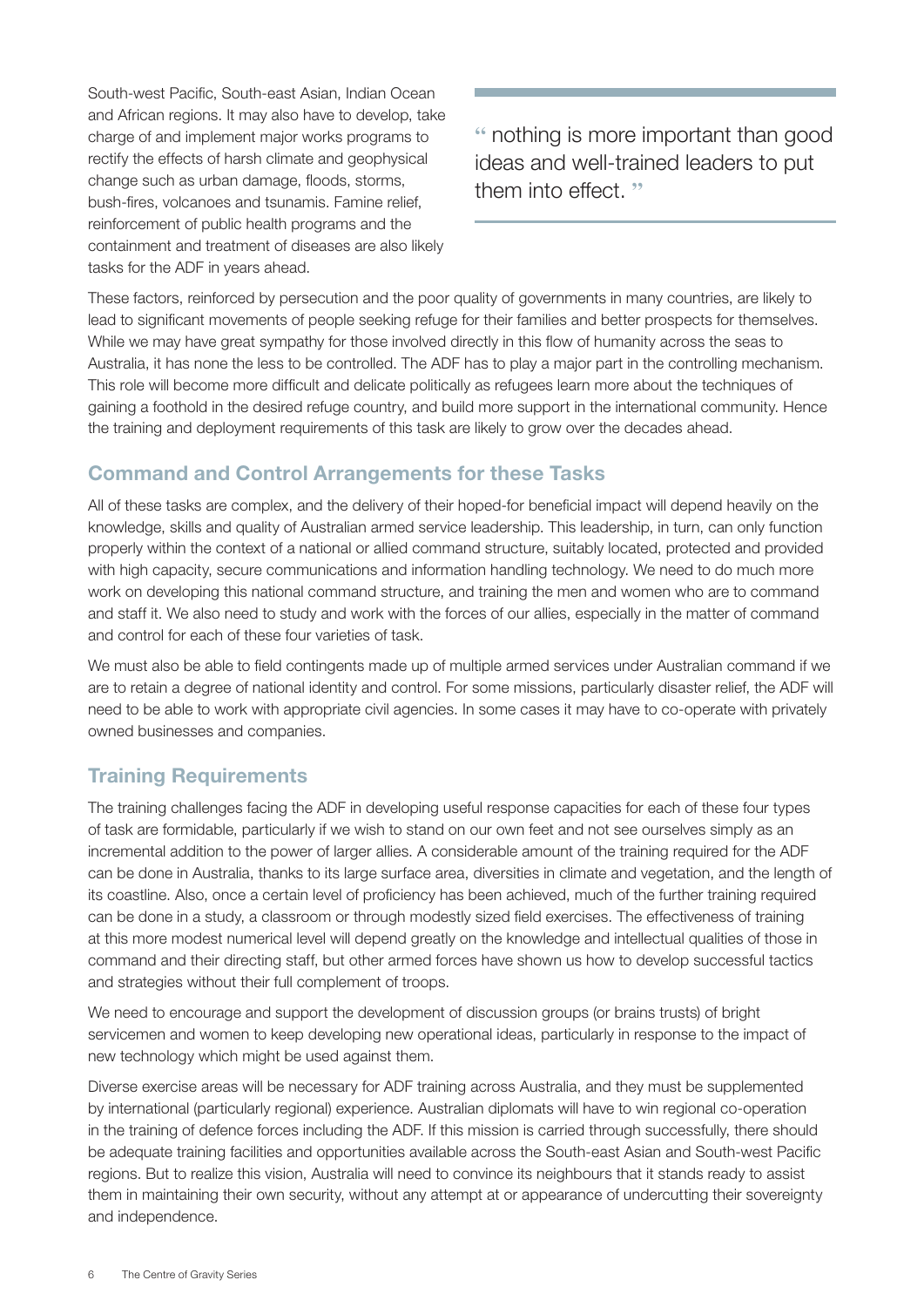South-west Pacific, South-east Asian, Indian Ocean and African regions. It may also have to develop, take charge of and implement major works programs to rectify the effects of harsh climate and geophysical change such as urban damage, floods, storms, bush-fires, volcanoes and tsunamis. Famine relief, reinforcement of public health programs and the containment and treatment of diseases are also likely tasks for the ADF in years ahead.

> " nothing is more important than good ideas and well-trained leaders to put them into effect. "

These factors, reinforced by persecution and the poor quality of governments in many countries, are likely to lead to significant movements of people seeking refuge for their families and better prospects for themselves. While we may have great sympathy for those involved directly in this flow of humanity across the seas to Australia, it has none the less to be controlled. The ADF has to play a major part in the controlling mechanism. This role will become more difficult and delicate politically as refugees learn more about the techniques of gaining a foothold in the desired refuge country, and build more support in the international community. Hence the training and deployment requirements of this task are likely to grow over the decades ahead.

## Command and Control Arrangements for these Tasks

All of these tasks are complex, and the delivery of their hoped-for beneficial impact will depend heavily on the knowledge, skills and quality of Australian armed service leadership. This leadership, in turn, can only function properly within the context of a national or allied command structure, suitably located, protected and provided with high capacity, secure communications and information handling technology. We need to do much more work on developing this national command structure, and training the men and women who are to command and staff it. We also need to study and work with the forces of our allies, especially in the matter of command and control for each of these four varieties of task.

We must also be able to field contingents made up of multiple armed services under Australian command if we are to retain a degree of national identity and control. For some missions, particularly disaster relief, the ADF will need to be able to work with appropriate civil agencies. In some cases it may have to co-operate with privately owned businesses and companies.

## Training Requirements

The training challenges facing the ADF in developing useful response capacities for each of these four types of task are formidable, particularly if we wish to stand on our own feet and not see ourselves simply as an incremental addition to the power of larger allies. A considerable amount of the training required for the ADF can be done in Australia, thanks to its large surface area, diversities in climate and vegetation, and the length of its coastline. Also, once a certain level of proficiency has been achieved, much of the further training required can be done in a study, a classroom or through modestly sized field exercises. The effectiveness of training at this more modest numerical level will depend greatly on the knowledge and intellectual qualities of those in command and their directing staff, but other armed forces have shown us how to develop successful tactics and strategies without their full complement of troops.

We need to encourage and support the development of discussion groups (or brains trusts) of bright servicemen and women to keep developing new operational ideas, particularly in response to the impact of new technology which might be used against them.

Diverse exercise areas will be necessary for ADF training across Australia, and they must be supplemented by international (particularly regional) experience. Australian diplomats will have to win regional co-operation in the training of defence forces including the ADF. If this mission is carried through successfully, there should be adequate training facilities and opportunities available across the South-east Asian and South-west Pacific regions. But to realize this vision, Australia will need to convince its neighbours that it stands ready to assist them in maintaining their own security, without any attempt at or appearance of undercutting their sovereignty and independence.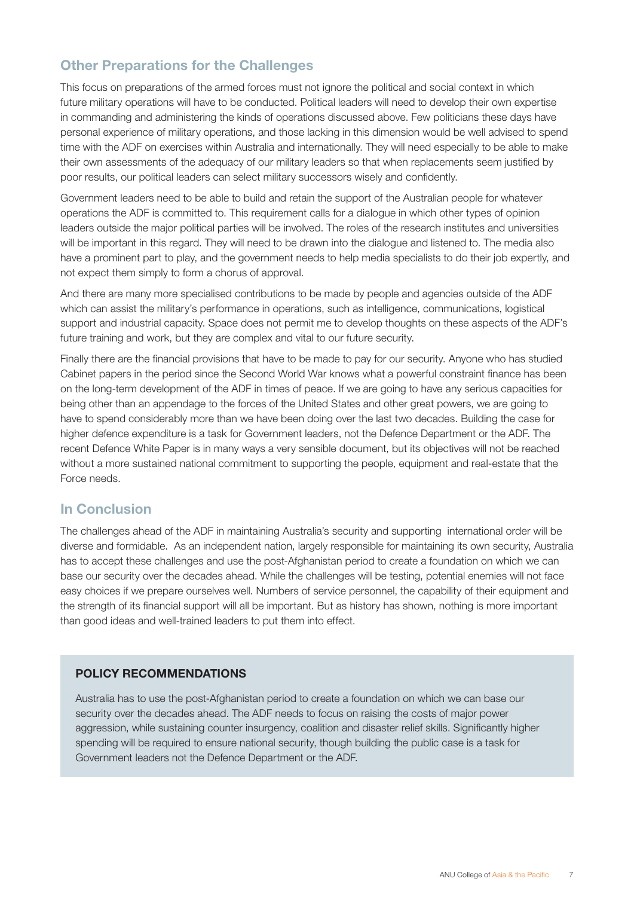## Other Preparations for the Challenges

This focus on preparations of the armed forces must not ignore the political and social context in which future military operations will have to be conducted. Political leaders will need to develop their own expertise in commanding and administering the kinds of operations discussed above. Few politicians these days have personal experience of military operations, and those lacking in this dimension would be well advised to spend time with the ADF on exercises within Australia and internationally. They will need especially to be able to make their own assessments of the adequacy of our military leaders so that when replacements seem justified by poor results, our political leaders can select military successors wisely and confidently.

Government leaders need to be able to build and retain the support of the Australian people for whatever operations the ADF is committed to. This requirement calls for a dialogue in which other types of opinion leaders outside the major political parties will be involved. The roles of the research institutes and universities will be important in this regard. They will need to be drawn into the dialogue and listened to. The media also have a prominent part to play, and the government needs to help media specialists to do their job expertly, and not expect them simply to form a chorus of approval.

And there are many more specialised contributions to be made by people and agencies outside of the ADF which can assist the military's performance in operations, such as intelligence, communications, logistical support and industrial capacity. Space does not permit me to develop thoughts on these aspects of the ADF's future training and work, but they are complex and vital to our future security.

Finally there are the financial provisions that have to be made to pay for our security. Anyone who has studied Cabinet papers in the period since the Second World War knows what a powerful constraint finance has been on the long-term development of the ADF in times of peace. If we are going to have any serious capacities for being other than an appendage to the forces of the United States and other great powers, we are going to have to spend considerably more than we have been doing over the last two decades. Building the case for higher defence expenditure is a task for Government leaders, not the Defence Department or the ADF. The recent Defence White Paper is in many ways a very sensible document, but its objectives will not be reached without a more sustained national commitment to supporting the people, equipment and real-estate that the Force needs.

## In Conclusion

The challenges ahead of the ADF in maintaining Australia's security and supporting international order will be diverse and formidable. As an independent nation, largely responsible for maintaining its own security, Australia has to accept these challenges and use the post-Afghanistan period to create a foundation on which we can base our security over the decades ahead. While the challenges will be testing, potential enemies will not face easy choices if we prepare ourselves well. Numbers of service personnel, the capability of their equipment and the strength of its financial support will all be important. But as history has shown, nothing is more important than good ideas and well-trained leaders to put them into effect.

### POLICY RECOMMENDATIONS

Australia has to use the post-Afghanistan period to create a foundation on which we can base our security over the decades ahead. The ADF needs to focus on raising the costs of major power aggression, while sustaining counter insurgency, coalition and disaster relief skills. Significantly higher spending will be required to ensure national security, though building the public case is a task for Government leaders not the Defence Department or the ADF.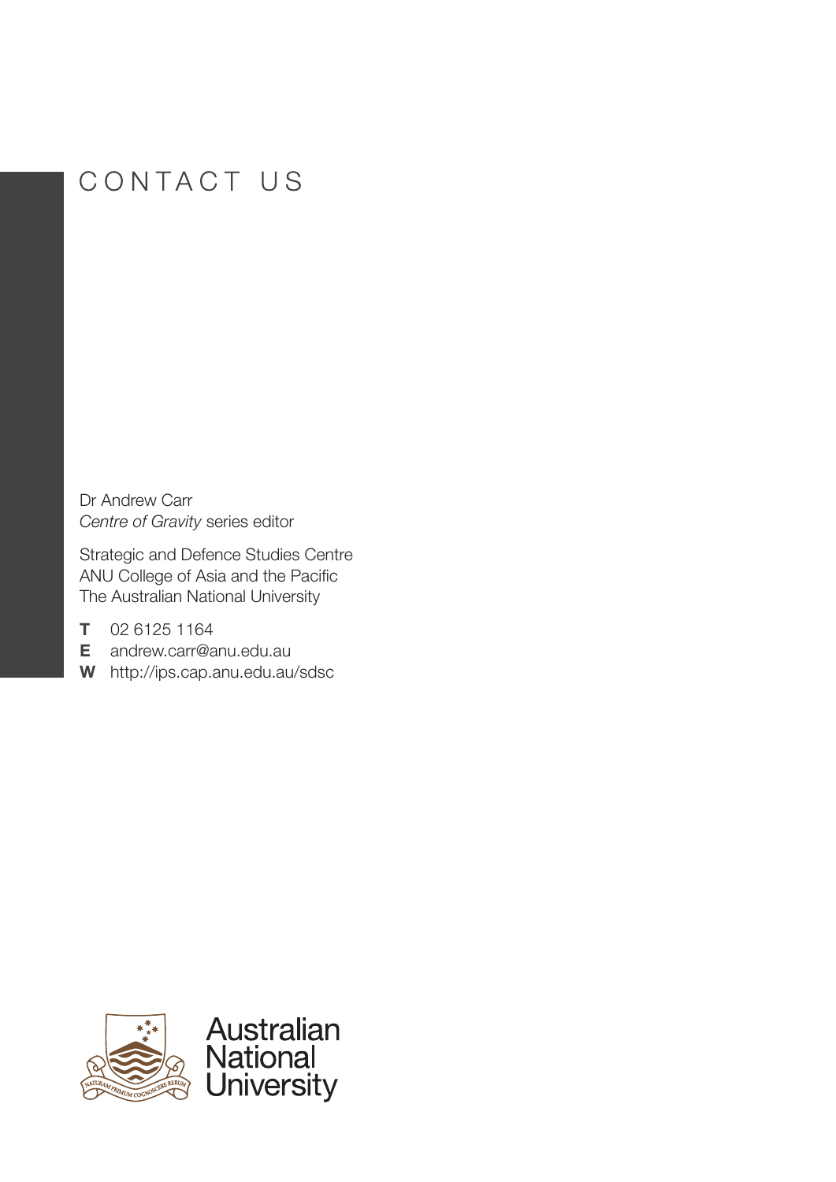# CONTACT US

Dr Andrew Carr
*Centre of Gravity* series editor

Strategic and Defence Studies Centre
ANU College of Asia and the Pacific
The Australian National University

**T** 02 6125 1164
**E** andrew.carr@anu.edu.au
**W** http://ips.cap.anu.edu.au/sdsc

NATURAM PRIMUM COGNOSCERE RERUM

Australian
National
University